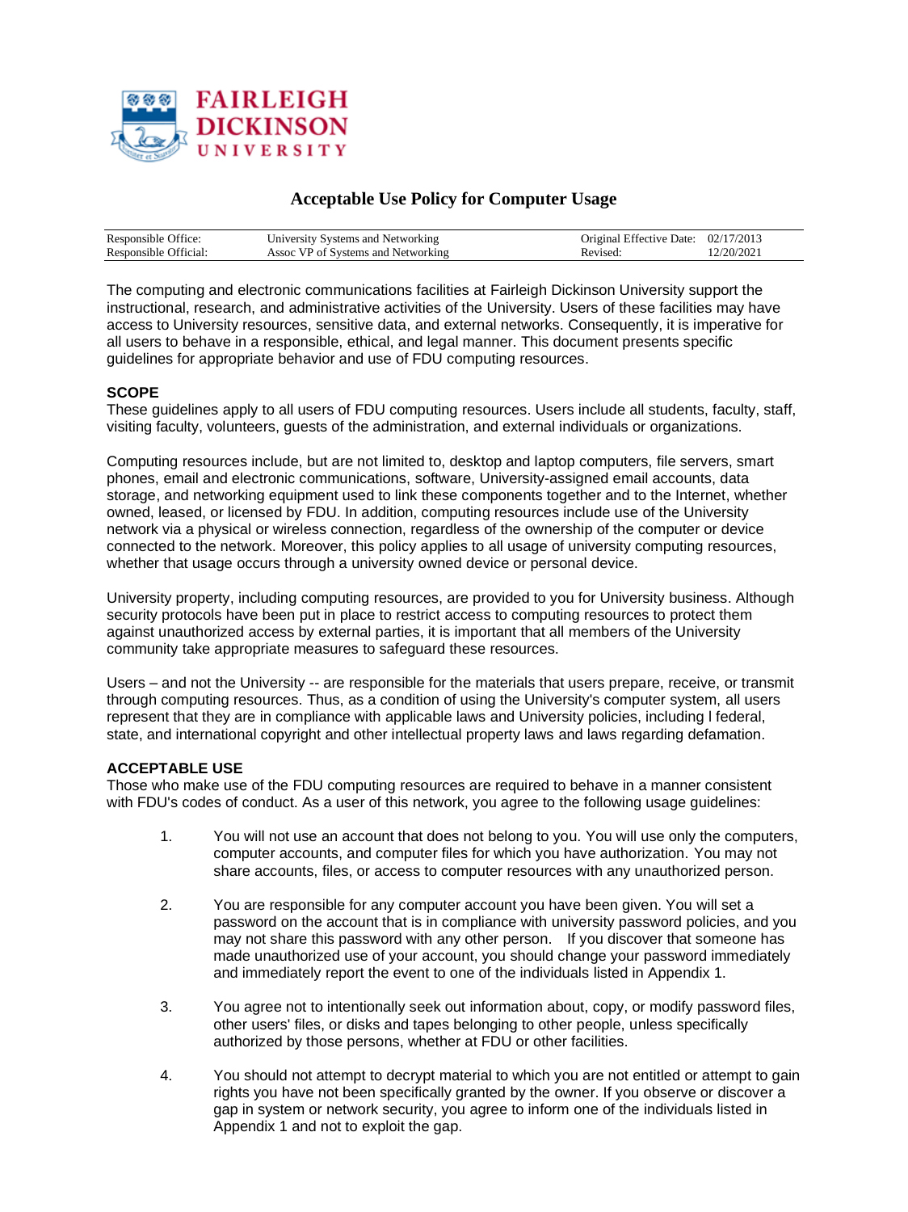FAIRLEIGH DICKINSON UNIVERSITY

# Acceptable Use Policy for Computer Usage

| Responsible Office: | University Systems and Networking | Original Effective Date: | 02/17/2013 |
|---|---|---|---|
| Responsible Official: | Assoc VP of Systems and Networking | Revised: | 12/20/2021 |

The computing and electronic communications facilities at Fairleigh Dickinson University support the instructional, research, and administrative activities of the University. Users of these facilities may have access to University resources, sensitive data, and external networks. Consequently, it is imperative for all users to behave in a responsible, ethical, and legal manner. This document presents specific guidelines for appropriate behavior and use of FDU computing resources.

## SCOPE

These guidelines apply to all users of FDU computing resources. Users include all students, faculty, staff, visiting faculty, volunteers, guests of the administration, and external individuals or organizations.

Computing resources include, but are not limited to, desktop and laptop computers, file servers, smart phones, email and electronic communications, software, University-assigned email accounts, data storage, and networking equipment used to link these components together and to the Internet, whether owned, leased, or licensed by FDU. In addition, computing resources include use of the University network via a physical or wireless connection, regardless of the ownership of the computer or device connected to the network. Moreover, this policy applies to all usage of university computing resources, whether that usage occurs through a university owned device or personal device.

University property, including computing resources, are provided to you for University business. Although security protocols have been put in place to restrict access to computing resources to protect them against unauthorized access by external parties, it is important that all members of the University community take appropriate measures to safeguard these resources.

Users – and not the University -- are responsible for the materials that users prepare, receive, or transmit through computing resources. Thus, as a condition of using the University's computer system, all users represent that they are in compliance with applicable laws and University policies, including l federal, state, and international copyright and other intellectual property laws and laws regarding defamation.

## ACCEPTABLE USE

Those who make use of the FDU computing resources are required to behave in a manner consistent with FDU's codes of conduct. As a user of this network, you agree to the following usage guidelines:

1. You will not use an account that does not belong to you. You will use only the computers, computer accounts, and computer files for which you have authorization. You may not share accounts, files, or access to computer resources with any unauthorized person.

2. You are responsible for any computer account you have been given. You will set a password on the account that is in compliance with university password policies, and you may not share this password with any other person. If you discover that someone has made unauthorized use of your account, you should change your password immediately and immediately report the event to one of the individuals listed in Appendix 1.

3. You agree not to intentionally seek out information about, copy, or modify password files, other users' files, or disks and tapes belonging to other people, unless specifically authorized by those persons, whether at FDU or other facilities.

4. You should not attempt to decrypt material to which you are not entitled or attempt to gain rights you have not been specifically granted by the owner. If you observe or discover a gap in system or network security, you agree to inform one of the individuals listed in Appendix 1 and not to exploit the gap.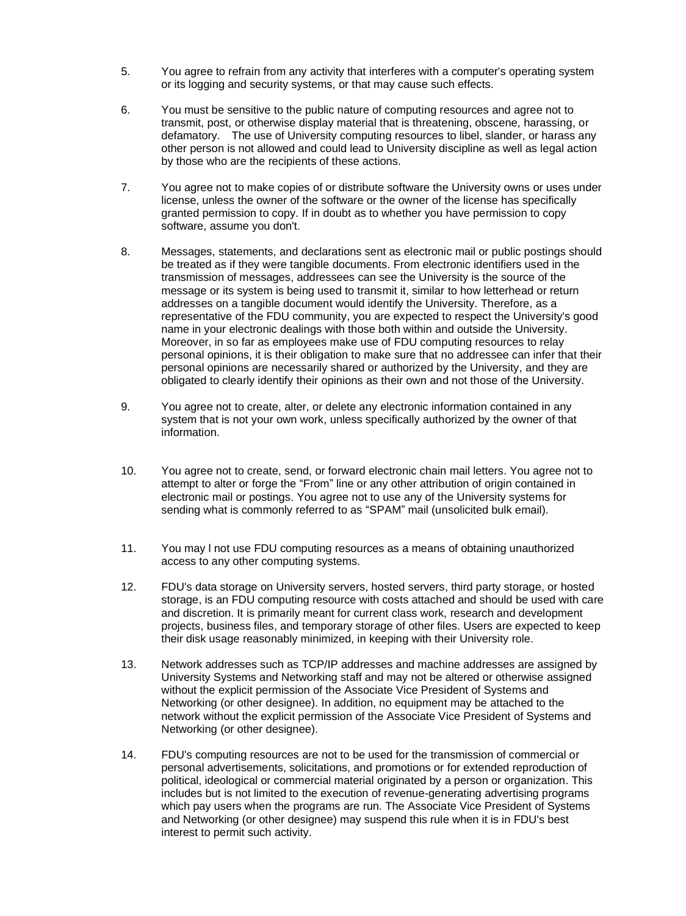5. You agree to refrain from any activity that interferes with a computer's operating system or its logging and security systems, or that may cause such effects.

6. You must be sensitive to the public nature of computing resources and agree not to transmit, post, or otherwise display material that is threatening, obscene, harassing, or defamatory. The use of University computing resources to libel, slander, or harass any other person is not allowed and could lead to University discipline as well as legal action by those who are the recipients of these actions.

7. You agree not to make copies of or distribute software the University owns or uses under license, unless the owner of the software or the owner of the license has specifically granted permission to copy. If in doubt as to whether you have permission to copy software, assume you don't.

8. Messages, statements, and declarations sent as electronic mail or public postings should be treated as if they were tangible documents. From electronic identifiers used in the transmission of messages, addressees can see the University is the source of the message or its system is being used to transmit it, similar to how letterhead or return addresses on a tangible document would identify the University. Therefore, as a representative of the FDU community, you are expected to respect the University's good name in your electronic dealings with those both within and outside the University. Moreover, in so far as employees make use of FDU computing resources to relay personal opinions, it is their obligation to make sure that no addressee can infer that their personal opinions are necessarily shared or authorized by the University, and they are obligated to clearly identify their opinions as their own and not those of the University.

9. You agree not to create, alter, or delete any electronic information contained in any system that is not your own work, unless specifically authorized by the owner of that information.

10. You agree not to create, send, or forward electronic chain mail letters. You agree not to attempt to alter or forge the "From" line or any other attribution of origin contained in electronic mail or postings. You agree not to use any of the University systems for sending what is commonly referred to as "SPAM" mail (unsolicited bulk email).

11. You may l not use FDU computing resources as a means of obtaining unauthorized access to any other computing systems.

12. FDU's data storage on University servers, hosted servers, third party storage, or hosted storage, is an FDU computing resource with costs attached and should be used with care and discretion. It is primarily meant for current class work, research and development projects, business files, and temporary storage of other files. Users are expected to keep their disk usage reasonably minimized, in keeping with their University role.

13. Network addresses such as TCP/IP addresses and machine addresses are assigned by University Systems and Networking staff and may not be altered or otherwise assigned without the explicit permission of the Associate Vice President of Systems and Networking (or other designee). In addition, no equipment may be attached to the network without the explicit permission of the Associate Vice President of Systems and Networking (or other designee).

14. FDU's computing resources are not to be used for the transmission of commercial or personal advertisements, solicitations, and promotions or for extended reproduction of political, ideological or commercial material originated by a person or organization. This includes but is not limited to the execution of revenue-generating advertising programs which pay users when the programs are run. The Associate Vice President of Systems and Networking (or other designee) may suspend this rule when it is in FDU's best interest to permit such activity.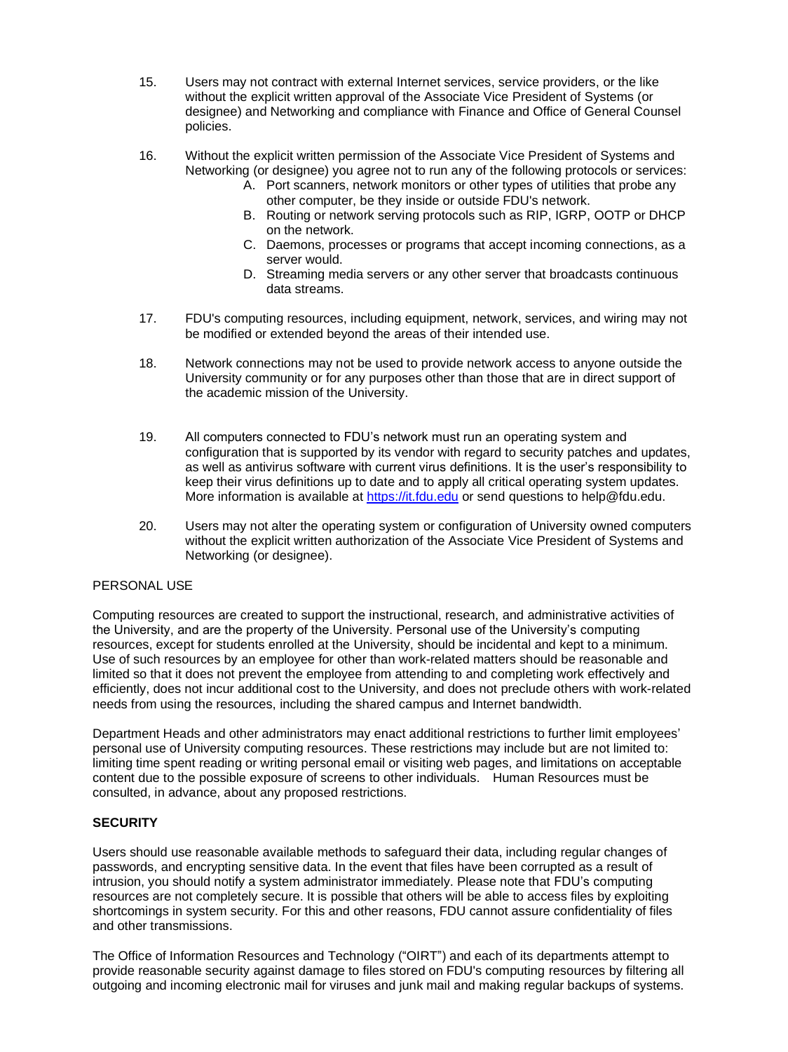15. Users may not contract with external Internet services, service providers, or the like without the explicit written approval of the Associate Vice President of Systems (or designee) and Networking and compliance with Finance and Office of General Counsel policies.

16. Without the explicit written permission of the Associate Vice President of Systems and Networking (or designee) you agree not to run any of the following protocols or services:
    A. Port scanners, network monitors or other types of utilities that probe any other computer, be they inside or outside FDU's network.
    B. Routing or network serving protocols such as RIP, IGRP, OOTP or DHCP on the network.
    C. Daemons, processes or programs that accept incoming connections, as a server would.
    D. Streaming media servers or any other server that broadcasts continuous data streams.

17. FDU's computing resources, including equipment, network, services, and wiring may not be modified or extended beyond the areas of their intended use.

18. Network connections may not be used to provide network access to anyone outside the University community or for any purposes other than those that are in direct support of the academic mission of the University.

19. All computers connected to FDU's network must run an operating system and configuration that is supported by its vendor with regard to security patches and updates, as well as antivirus software with current virus definitions. It is the user's responsibility to keep their virus definitions up to date and to apply all critical operating system updates. More information is available at [https://it.fdu.edu](https://it.fdu.edu) or send questions to help@fdu.edu.

20. Users may not alter the operating system or configuration of University owned computers without the explicit written authorization of the Associate Vice President of Systems and Networking (or designee).

PERSONAL USE

Computing resources are created to support the instructional, research, and administrative activities of the University, and are the property of the University. Personal use of the University's computing resources, except for students enrolled at the University, should be incidental and kept to a minimum. Use of such resources by an employee for other than work-related matters should be reasonable and limited so that it does not prevent the employee from attending to and completing work effectively and efficiently, does not incur additional cost to the University, and does not preclude others with work-related needs from using the resources, including the shared campus and Internet bandwidth.

Department Heads and other administrators may enact additional restrictions to further limit employees' personal use of University computing resources. These restrictions may include but are not limited to: limiting time spent reading or writing personal email or visiting web pages, and limitations on acceptable content due to the possible exposure of screens to other individuals. Human Resources must be consulted, in advance, about any proposed restrictions.

**SECURITY**

Users should use reasonable available methods to safeguard their data, including regular changes of passwords, and encrypting sensitive data. In the event that files have been corrupted as a result of intrusion, you should notify a system administrator immediately. Please note that FDU's computing resources are not completely secure. It is possible that others will be able to access files by exploiting shortcomings in system security. For this and other reasons, FDU cannot assure confidentiality of files and other transmissions.

The Office of Information Resources and Technology ("OIRT") and each of its departments attempt to provide reasonable security against damage to files stored on FDU's computing resources by filtering all outgoing and incoming electronic mail for viruses and junk mail and making regular backups of systems.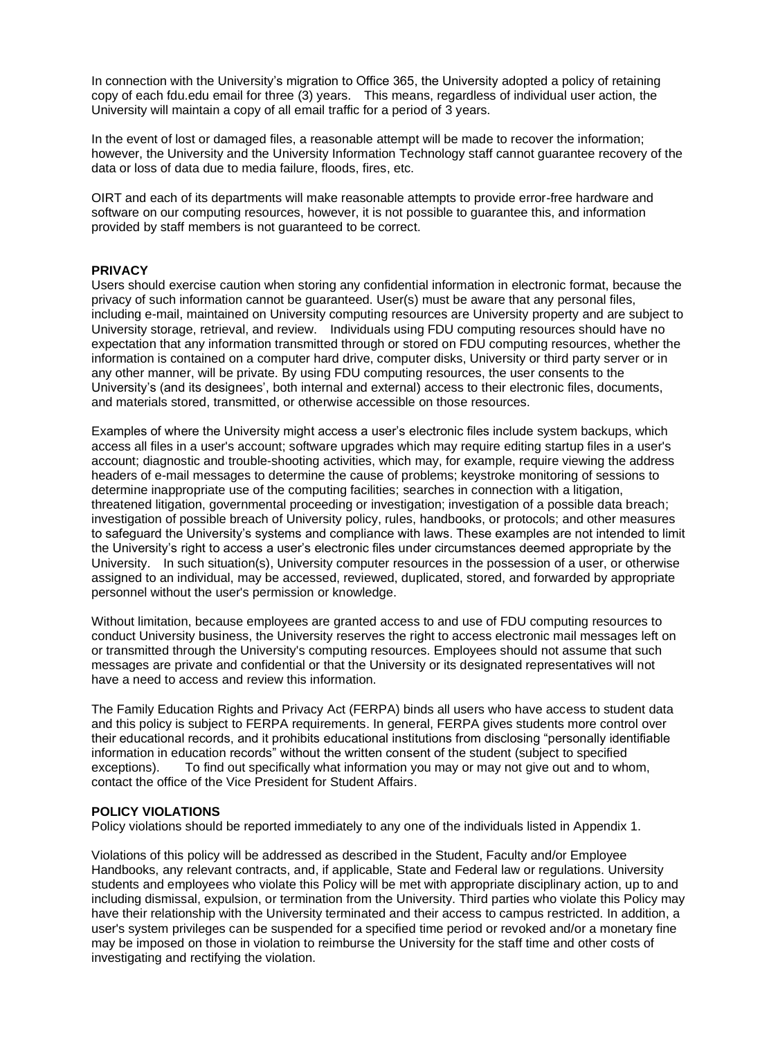In connection with the University's migration to Office 365, the University adopted a policy of retaining copy of each fdu.edu email for three (3) years. This means, regardless of individual user action, the University will maintain a copy of all email traffic for a period of 3 years.

In the event of lost or damaged files, a reasonable attempt will be made to recover the information; however, the University and the University Information Technology staff cannot guarantee recovery of the data or loss of data due to media failure, floods, fires, etc.

OIRT and each of its departments will make reasonable attempts to provide error-free hardware and software on our computing resources, however, it is not possible to guarantee this, and information provided by staff members is not guaranteed to be correct.

**PRIVACY**

Users should exercise caution when storing any confidential information in electronic format, because the privacy of such information cannot be guaranteed. User(s) must be aware that any personal files, including e-mail, maintained on University computing resources are University property and are subject to University storage, retrieval, and review. Individuals using FDU computing resources should have no expectation that any information transmitted through or stored on FDU computing resources, whether the information is contained on a computer hard drive, computer disks, University or third party server or in any other manner, will be private. By using FDU computing resources, the user consents to the University's (and its designees', both internal and external) access to their electronic files, documents, and materials stored, transmitted, or otherwise accessible on those resources.

Examples of where the University might access a user's electronic files include system backups, which access all files in a user's account; software upgrades which may require editing startup files in a user's account; diagnostic and trouble-shooting activities, which may, for example, require viewing the address headers of e-mail messages to determine the cause of problems; keystroke monitoring of sessions to determine inappropriate use of the computing facilities; searches in connection with a litigation, threatened litigation, governmental proceeding or investigation; investigation of a possible data breach; investigation of possible breach of University policy, rules, handbooks, or protocols; and other measures to safeguard the University's systems and compliance with laws. These examples are not intended to limit the University's right to access a user's electronic files under circumstances deemed appropriate by the University. In such situation(s), University computer resources in the possession of a user, or otherwise assigned to an individual, may be accessed, reviewed, duplicated, stored, and forwarded by appropriate personnel without the user's permission or knowledge.

Without limitation, because employees are granted access to and use of FDU computing resources to conduct University business, the University reserves the right to access electronic mail messages left on or transmitted through the University's computing resources. Employees should not assume that such messages are private and confidential or that the University or its designated representatives will not have a need to access and review this information.

The Family Education Rights and Privacy Act (FERPA) binds all users who have access to student data and this policy is subject to FERPA requirements. In general, FERPA gives students more control over their educational records, and it prohibits educational institutions from disclosing "personally identifiable information in education records" without the written consent of the student (subject to specified exceptions). To find out specifically what information you may or may not give out and to whom, contact the office of the Vice President for Student Affairs.

**POLICY VIOLATIONS**

Policy violations should be reported immediately to any one of the individuals listed in Appendix 1.

Violations of this policy will be addressed as described in the Student, Faculty and/or Employee Handbooks, any relevant contracts, and, if applicable, State and Federal law or regulations. University students and employees who violate this Policy will be met with appropriate disciplinary action, up to and including dismissal, expulsion, or termination from the University. Third parties who violate this Policy may have their relationship with the University terminated and their access to campus restricted. In addition, a user's system privileges can be suspended for a specified time period or revoked and/or a monetary fine may be imposed on those in violation to reimburse the University for the staff time and other costs of investigating and rectifying the violation.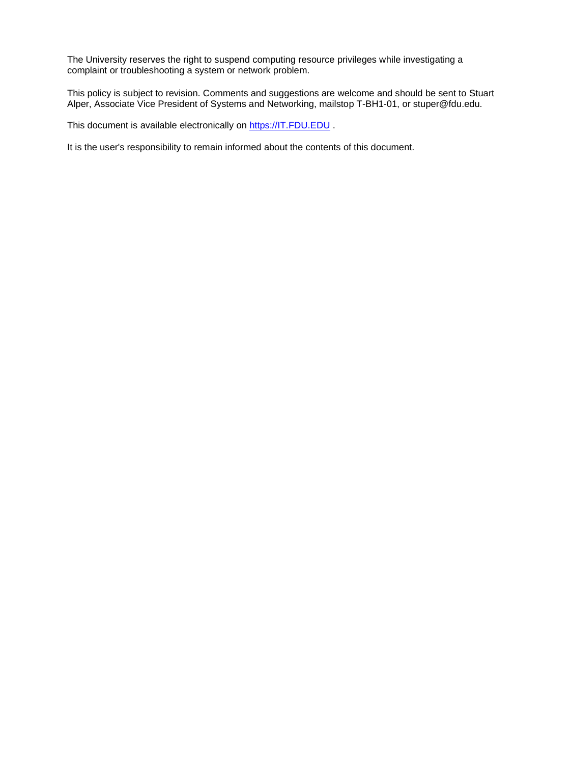The University reserves the right to suspend computing resource privileges while investigating a complaint or troubleshooting a system or network problem.

This policy is subject to revision. Comments and suggestions are welcome and should be sent to Stuart Alper, Associate Vice President of Systems and Networking, mailstop T-BH1-01, or stuper@fdu.edu.

This document is available electronically on [https://IT.FDU.EDU](https://IT.FDU.EDU) .

It is the user's responsibility to remain informed about the contents of this document.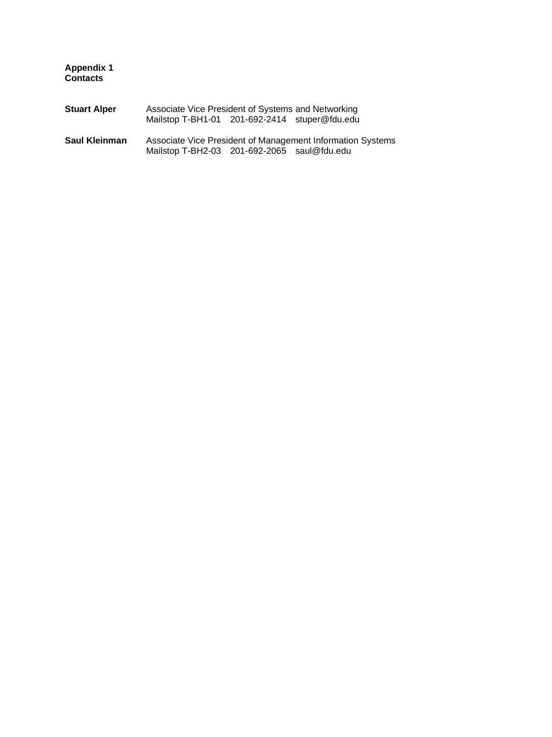**Appendix 1**
**Contacts**

**Stuart Alper** Associate Vice President of Systems and Networking
Mailstop T-BH1-01 201-692-2414 stuper@fdu.edu

**Saul Kleinman** Associate Vice President of Management Information Systems
Mailstop T-BH2-03 201-692-2065 saul@fdu.edu